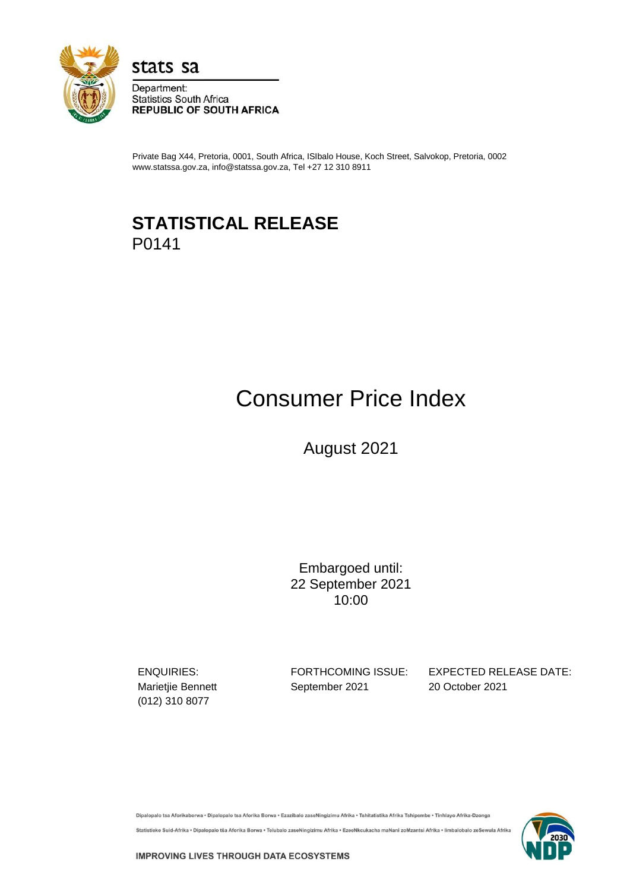stats sa

Department:
Statistics South Africa
**REPUBLIC OF SOUTH AFRICA**

Private Bag X44, Pretoria, 0001, South Africa, ISIbalo House, Koch Street, Salvokop, Pretoria, 0002
www.statssa.gov.za, info@statssa.gov.za, Tel +27 12 310 8911

# STATISTICAL RELEASE
P0141

# Consumer Price Index

August 2021

Embargoed until:
22 September 2021
10:00

| ENQUIRIES: | FORTHCOMING ISSUE: | EXPECTED RELEASE DATE: |
|---|---|---|
| Marietjie Bennett (012) 310 8077 | September 2021 | 20 October 2021 |

Dipalopalo tsa Aforikaborwa • Dipalopalo tsa Aforika Borwa • Ezazibalo zaseNingizimu Afrika • Tshitatistika Afrika Tshipembe • Tinhlayo Afrika-Dzonga

Statistieke Suid-Afrika • Dipalopalo tša Aforika Borwa • Telubalo zaseNingizimu Afrika • EzeeNkcukacha maNani zoMzantsi Afrika • Iimbalobalo zeSewula Afrika

**IMPROVING LIVES THROUGH DATA ECOSYSTEMS**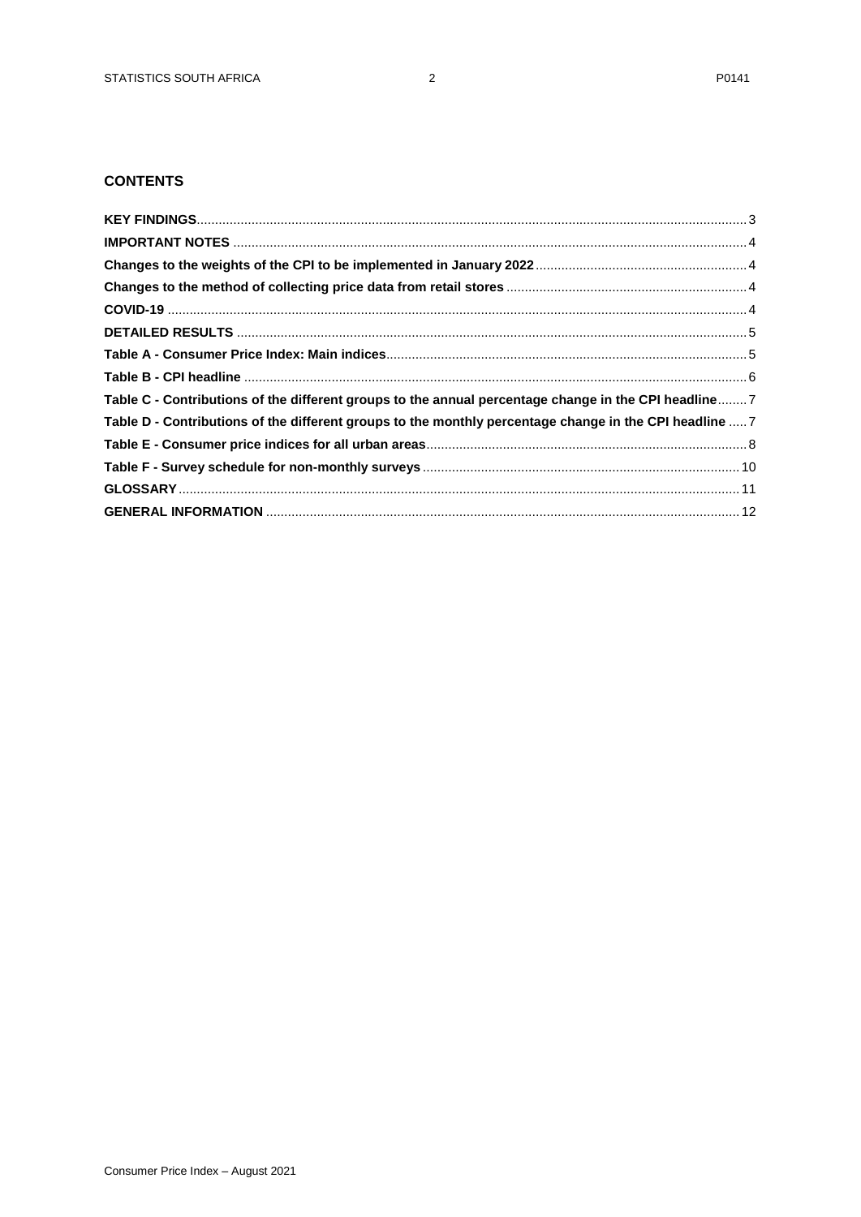## CONTENTS

**KEY FINDINGS** .......... 3

**IMPORTANT NOTES** .......... 4

**Changes to the weights of the CPI to be implemented in January 2022** .......... 4

**Changes to the method of collecting price data from retail stores** .......... 4

**COVID-19** .......... 4

**DETAILED RESULTS** .......... 5

**Table A - Consumer Price Index: Main indices** .......... 5

**Table B - CPI headline** .......... 6

**Table C - Contributions of the different groups to the annual percentage change in the CPI headline** .......... 7

**Table D - Contributions of the different groups to the monthly percentage change in the CPI headline** .......... 7

**Table E - Consumer price indices for all urban areas** .......... 8

**Table F - Survey schedule for non-monthly surveys** .......... 10

**GLOSSARY** .......... 11

**GENERAL INFORMATION** .......... 12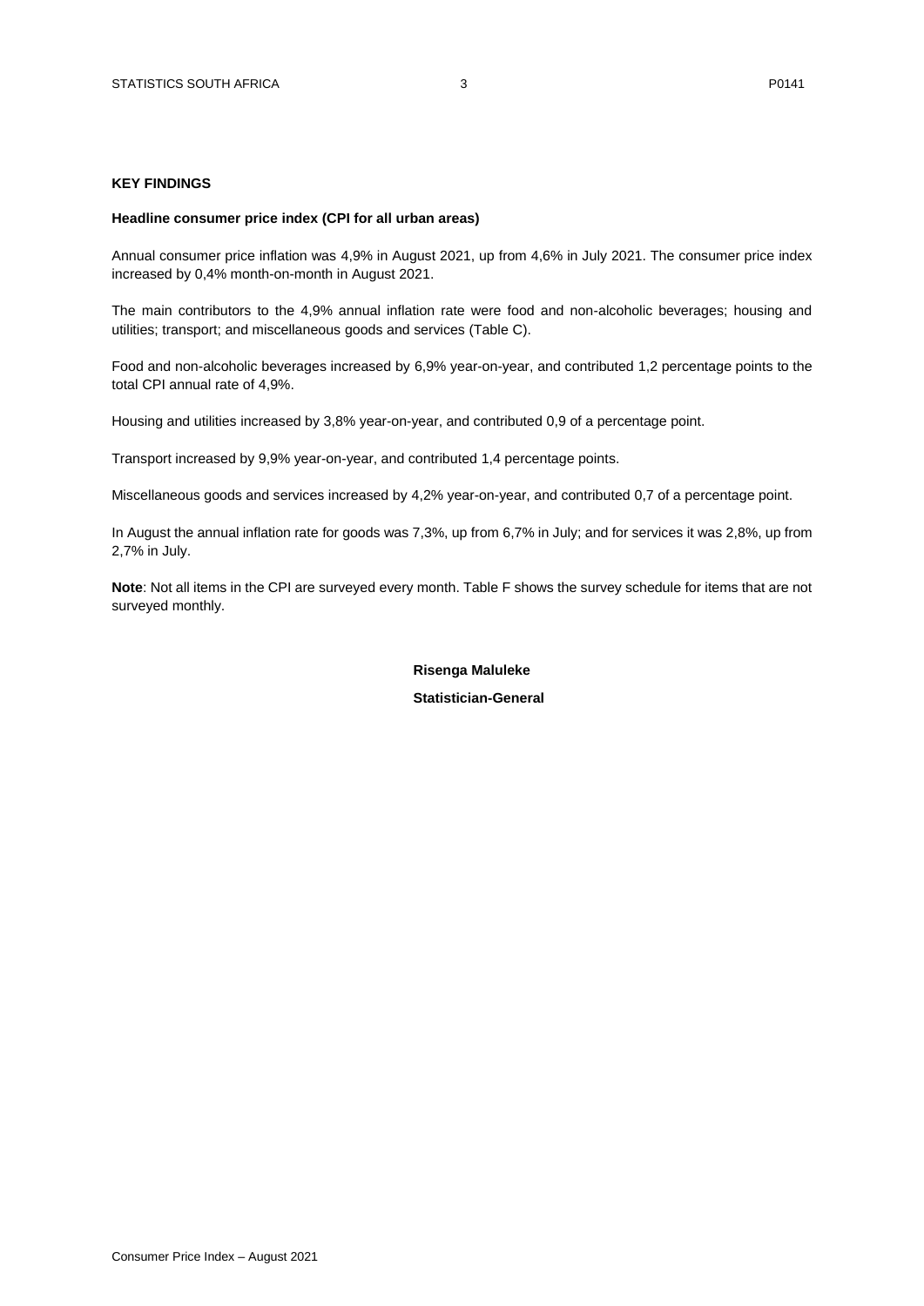## KEY FINDINGS

### Headline consumer price index (CPI for all urban areas)

Annual consumer price inflation was 4,9% in August 2021, up from 4,6% in July 2021. The consumer price index increased by 0,4% month-on-month in August 2021.

The main contributors to the 4,9% annual inflation rate were food and non-alcoholic beverages; housing and utilities; transport; and miscellaneous goods and services (Table C).

Food and non-alcoholic beverages increased by 6,9% year-on-year, and contributed 1,2 percentage points to the total CPI annual rate of 4,9%.

Housing and utilities increased by 3,8% year-on-year, and contributed 0,9 of a percentage point.

Transport increased by 9,9% year-on-year, and contributed 1,4 percentage points.

Miscellaneous goods and services increased by 4,2% year-on-year, and contributed 0,7 of a percentage point.

In August the annual inflation rate for goods was 7,3%, up from 6,7% in July; and for services it was 2,8%, up from 2,7% in July.

**Note**: Not all items in the CPI are surveyed every month. Table F shows the survey schedule for items that are not surveyed monthly.

**Risenga Maluleke**

**Statistician-General**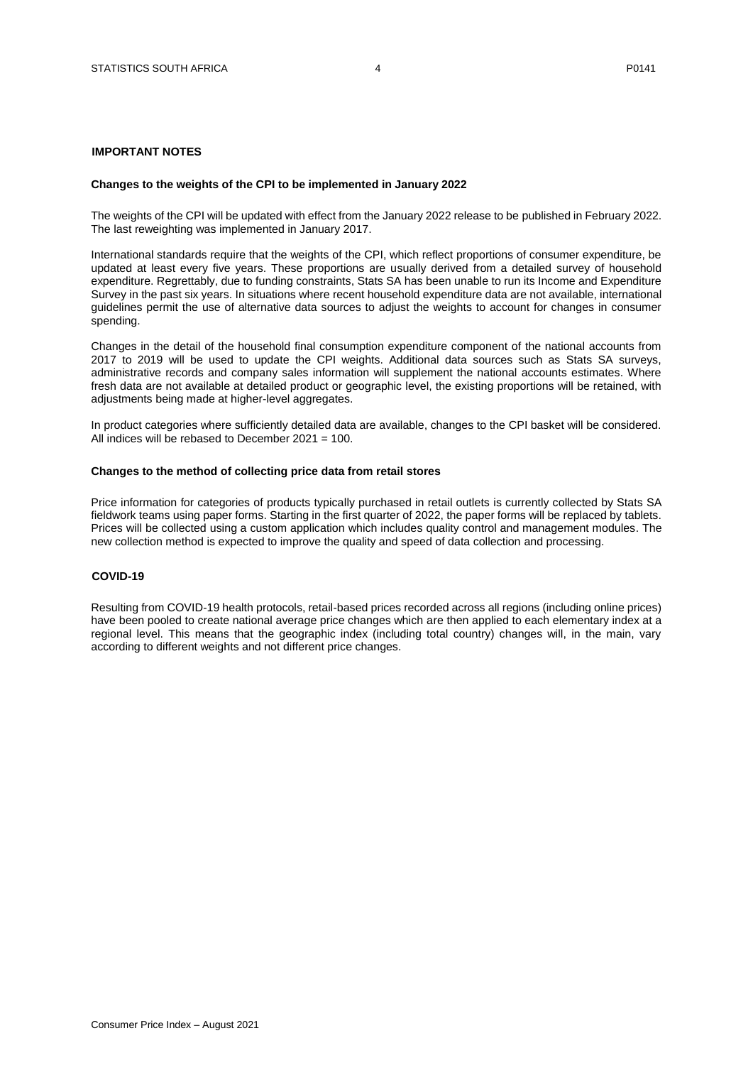## IMPORTANT NOTES

### Changes to the weights of the CPI to be implemented in January 2022

The weights of the CPI will be updated with effect from the January 2022 release to be published in February 2022. The last reweighting was implemented in January 2017.

International standards require that the weights of the CPI, which reflect proportions of consumer expenditure, be updated at least every five years. These proportions are usually derived from a detailed survey of household expenditure. Regrettably, due to funding constraints, Stats SA has been unable to run its Income and Expenditure Survey in the past six years. In situations where recent household expenditure data are not available, international guidelines permit the use of alternative data sources to adjust the weights to account for changes in consumer spending.

Changes in the detail of the household final consumption expenditure component of the national accounts from 2017 to 2019 will be used to update the CPI weights. Additional data sources such as Stats SA surveys, administrative records and company sales information will supplement the national accounts estimates. Where fresh data are not available at detailed product or geographic level, the existing proportions will be retained, with adjustments being made at higher-level aggregates.

In product categories where sufficiently detailed data are available, changes to the CPI basket will be considered. All indices will be rebased to December 2021 = 100.

### Changes to the method of collecting price data from retail stores

Price information for categories of products typically purchased in retail outlets is currently collected by Stats SA fieldwork teams using paper forms. Starting in the first quarter of 2022, the paper forms will be replaced by tablets. Prices will be collected using a custom application which includes quality control and management modules. The new collection method is expected to improve the quality and speed of data collection and processing.

### COVID-19

Resulting from COVID-19 health protocols, retail-based prices recorded across all regions (including online prices) have been pooled to create national average price changes which are then applied to each elementary index at a regional level. This means that the geographic index (including total country) changes will, in the main, vary according to different weights and not different price changes.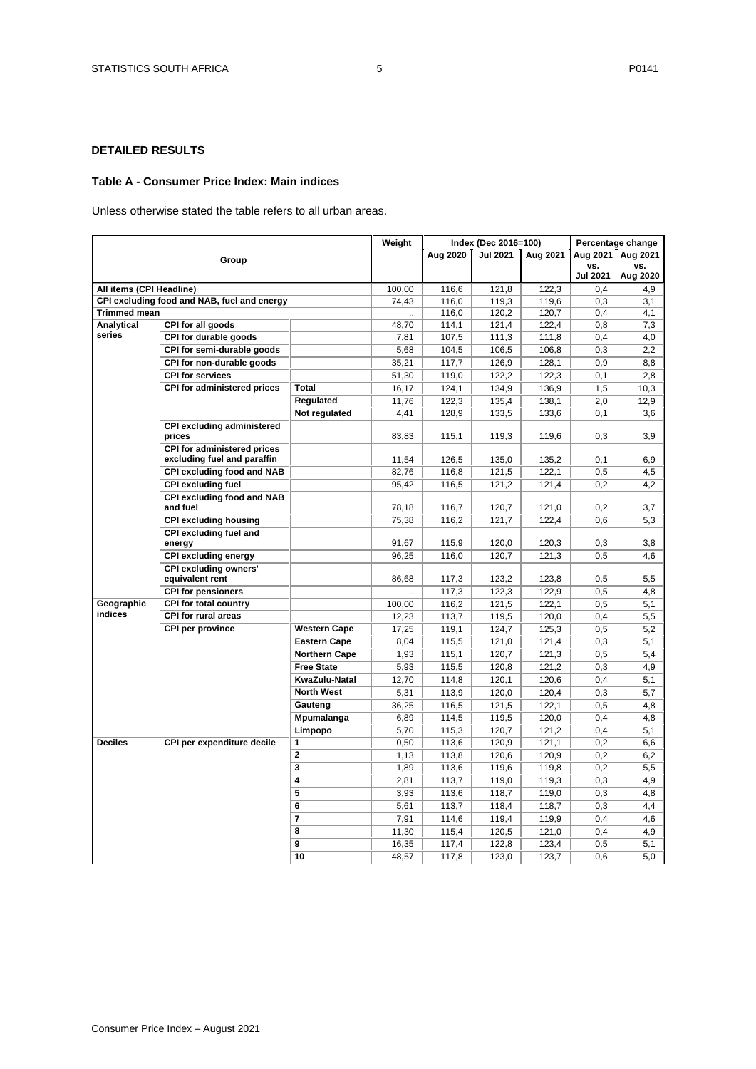## DETAILED RESULTS

### Table A - Consumer Price Index: Main indices

Unless otherwise stated the table refers to all urban areas.

| Group | | | Weight | Index (Dec 2016=100) | | | Percentage change | |
|---|---|---|---|---|---|---|---|---|
| | | | | Aug 2020 | Jul 2021 | Aug 2021 | Aug 2021 vs. Jul 2021 | Aug 2021 vs. Aug 2020 |
| **All items (CPI Headline)** | | | 100,00 | 116,6 | 121,8 | 122,3 | 0,4 | 4,9 |
| **CPI excluding food and NAB, fuel and energy** | | | 74,43 | 116,0 | 119,3 | 119,6 | 0,3 | 3,1 |
| **Trimmed mean** | | | .. | 116,0 | 120,2 | 120,7 | 0,4 | 4,1 |
| **Analytical series** | **CPI for all goods** | | 48,70 | 114,1 | 121,4 | 122,4 | 0,8 | 7,3 |
| | **CPI for durable goods** | | 7,81 | 107,5 | 111,3 | 111,8 | 0,4 | 4,0 |
| | **CPI for semi-durable goods** | | 5,68 | 104,5 | 106,5 | 106,8 | 0,3 | 2,2 |
| | **CPI for non-durable goods** | | 35,21 | 117,7 | 126,9 | 128,1 | 0,9 | 8,8 |
| | **CPI for services** | | 51,30 | 119,0 | 122,2 | 122,3 | 0,1 | 2,8 |
| | **CPI for administered prices** | **Total** | 16,17 | 124,1 | 134,9 | 136,9 | 1,5 | 10,3 |
| | | **Regulated** | 11,76 | 122,3 | 135,4 | 138,1 | 2,0 | 12,9 |
| | | **Not regulated** | 4,41 | 128,9 | 133,5 | 133,6 | 0,1 | 3,6 |
| | **CPI excluding administered prices** | | 83,83 | 115,1 | 119,3 | 119,6 | 0,3 | 3,9 |
| | **CPI for administered prices excluding fuel and paraffin** | | 11,54 | 126,5 | 135,0 | 135,2 | 0,1 | 6,9 |
| | **CPI excluding food and NAB** | | 82,76 | 116,8 | 121,5 | 122,1 | 0,5 | 4,5 |
| | **CPI excluding fuel** | | 95,42 | 116,5 | 121,2 | 121,4 | 0,2 | 4,2 |
| | **CPI excluding food and NAB and fuel** | | 78,18 | 116,7 | 120,7 | 121,0 | 0,2 | 3,7 |
| | **CPI excluding housing** | | 75,38 | 116,2 | 121,7 | 122,4 | 0,6 | 5,3 |
| | **CPI excluding fuel and energy** | | 91,67 | 115,9 | 120,0 | 120,3 | 0,3 | 3,8 |
| | **CPI excluding energy** | | 96,25 | 116,0 | 120,7 | 121,3 | 0,5 | 4,6 |
| | **CPI excluding owners' equivalent rent** | | 86,68 | 117,3 | 123,2 | 123,8 | 0,5 | 5,5 |
| | **CPI for pensioners** | | .. | 117,3 | 122,3 | 122,9 | 0,5 | 4,8 |
| **Geographic indices** | **CPI for total country** | | 100,00 | 116,2 | 121,5 | 122,1 | 0,5 | 5,1 |
| | **CPI for rural areas** | | 12,23 | 113,7 | 119,5 | 120,0 | 0,4 | 5,5 |
| | **CPI per province** | **Western Cape** | 17,25 | 119,1 | 124,7 | 125,3 | 0,5 | 5,2 |
| | | **Eastern Cape** | 8,04 | 115,5 | 121,0 | 121,4 | 0,3 | 5,1 |
| | | **Northern Cape** | 1,93 | 115,1 | 120,7 | 121,3 | 0,5 | 5,4 |
| | | **Free State** | 5,93 | 115,5 | 120,8 | 121,2 | 0,3 | 4,9 |
| | | **KwaZulu-Natal** | 12,70 | 114,8 | 120,1 | 120,6 | 0,4 | 5,1 |
| | | **North West** | 5,31 | 113,9 | 120,0 | 120,4 | 0,3 | 5,7 |
| | | **Gauteng** | 36,25 | 116,5 | 121,5 | 122,1 | 0,5 | 4,8 |
| | | **Mpumalanga** | 6,89 | 114,5 | 119,5 | 120,0 | 0,4 | 4,8 |
| | | **Limpopo** | 5,70 | 115,3 | 120,7 | 121,2 | 0,4 | 5,1 |
| **Deciles** | **CPI per expenditure decile** | **1** | 0,50 | 113,6 | 120,9 | 121,1 | 0,2 | 6,6 |
| | | **2** | 1,13 | 113,8 | 120,6 | 120,9 | 0,2 | 6,2 |
| | | **3** | 1,89 | 113,6 | 119,6 | 119,8 | 0,2 | 5,5 |
| | | **4** | 2,81 | 113,7 | 119,0 | 119,3 | 0,3 | 4,9 |
| | | **5** | 3,93 | 113,6 | 118,7 | 119,0 | 0,3 | 4,8 |
| | | **6** | 5,61 | 113,7 | 118,4 | 118,7 | 0,3 | 4,4 |
| | | **7** | 7,91 | 114,6 | 119,4 | 119,9 | 0,4 | 4,6 |
| | | **8** | 11,30 | 115,4 | 120,5 | 121,0 | 0,4 | 4,9 |
| | | **9** | 16,35 | 117,4 | 122,8 | 123,4 | 0,5 | 5,1 |
| | | **10** | 48,57 | 117,8 | 123,0 | 123,7 | 0,6 | 5,0 |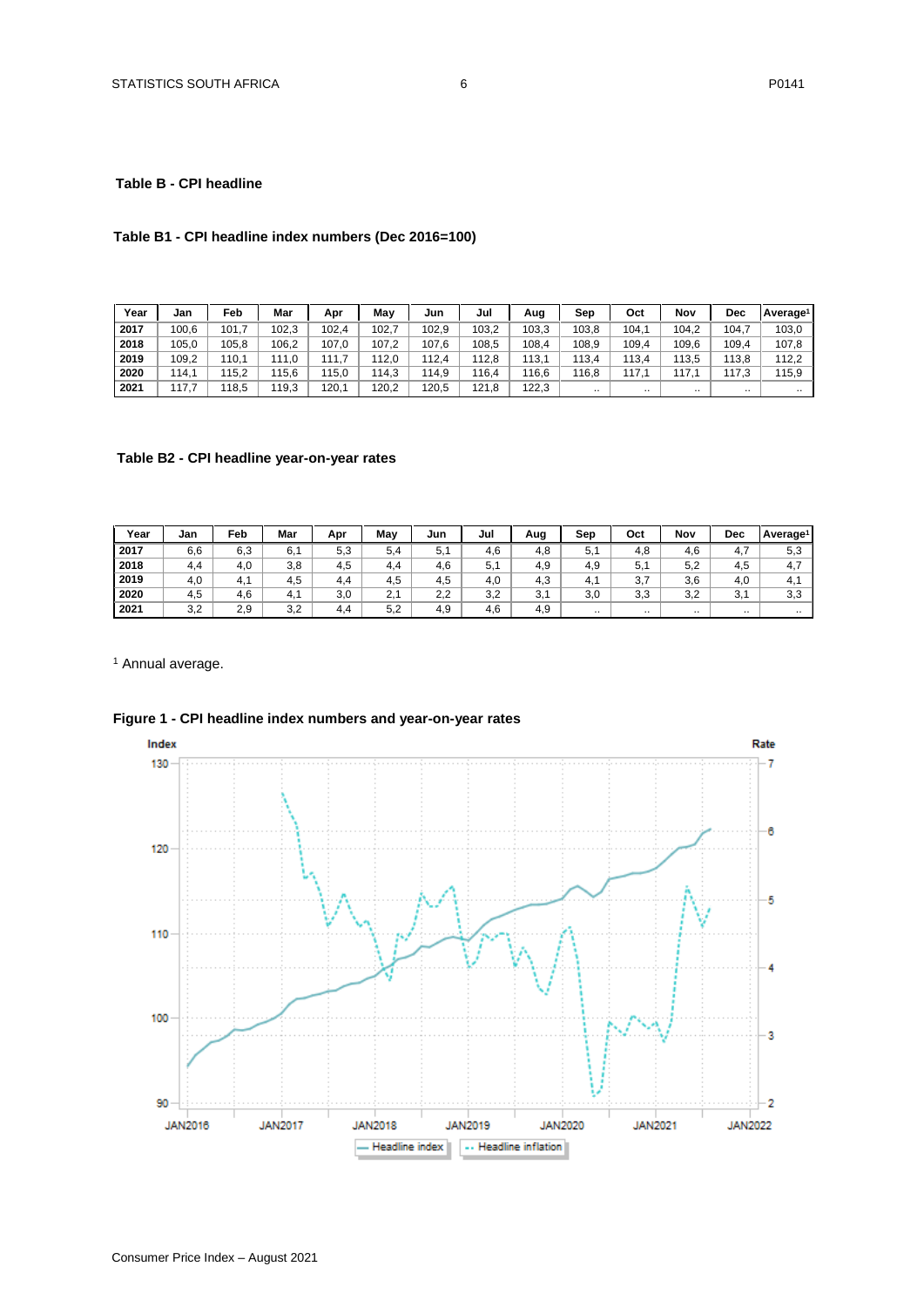## Table B - CPI headline

### Table B1 - CPI headline index numbers (Dec 2016=100)

| Year | Jan | Feb | Mar | Apr | May | Jun | Jul | Aug | Sep | Oct | Nov | Dec | Average[1] |
|---|---|---|---|---|---|---|---|---|---|---|---|---|---|
| 2017 | 100,6 | 101,7 | 102,3 | 102,4 | 102,7 | 102,9 | 103,2 | 103,3 | 103,8 | 104,1 | 104,2 | 104,7 | 103,0 |
| 2018 | 105,0 | 105,8 | 106,2 | 107,0 | 107,2 | 107,6 | 108,5 | 108,4 | 108,9 | 109,4 | 109,6 | 109,4 | 107,8 |
| 2019 | 109,2 | 110,1 | 111,0 | 111,7 | 112,0 | 112,4 | 112,8 | 113,1 | 113,4 | 113,4 | 113,5 | 113,8 | 112,2 |
| 2020 | 114,1 | 115,2 | 115,6 | 115,0 | 114,3 | 114,9 | 116,4 | 116,6 | 116,8 | 117,1 | 117,1 | 117,3 | 115,9 |
| 2021 | 117,7 | 118,5 | 119,3 | 120,1 | 120,2 | 120,5 | 121,8 | 122,3 | .. | .. | .. | .. | .. |

### Table B2 - CPI headline year-on-year rates

| Year | Jan | Feb | Mar | Apr | May | Jun | Jul | Aug | Sep | Oct | Nov | Dec | Average[1] |
|---|---|---|---|---|---|---|---|---|---|---|---|---|---|
| 2017 | 6,6 | 6,3 | 6,1 | 5,3 | 5,4 | 5,1 | 4,6 | 4,8 | 5,1 | 4,8 | 4,6 | 4,7 | 5,3 |
| 2018 | 4,4 | 4,0 | 3,8 | 4,5 | 4,4 | 4,6 | 5,1 | 4,9 | 4,9 | 5,1 | 5,2 | 4,5 | 4,7 |
| 2019 | 4,0 | 4,1 | 4,5 | 4,4 | 4,5 | 4,5 | 4,0 | 4,3 | 4,1 | 3,7 | 3,6 | 4,0 | 4,1 |
| 2020 | 4,5 | 4,6 | 4,1 | 3,0 | 2,1 | 2,2 | 3,2 | 3,1 | 3,0 | 3,3 | 3,2 | 3,1 | 3,3 |
| 2021 | 3,2 | 2,9 | 3,2 | 4,4 | 5,2 | 4,9 | 4,6 | 4,9 | .. | .. | .. | .. | .. |

[1] Annual average.

**Figure 1 - CPI headline index numbers and year-on-year rates**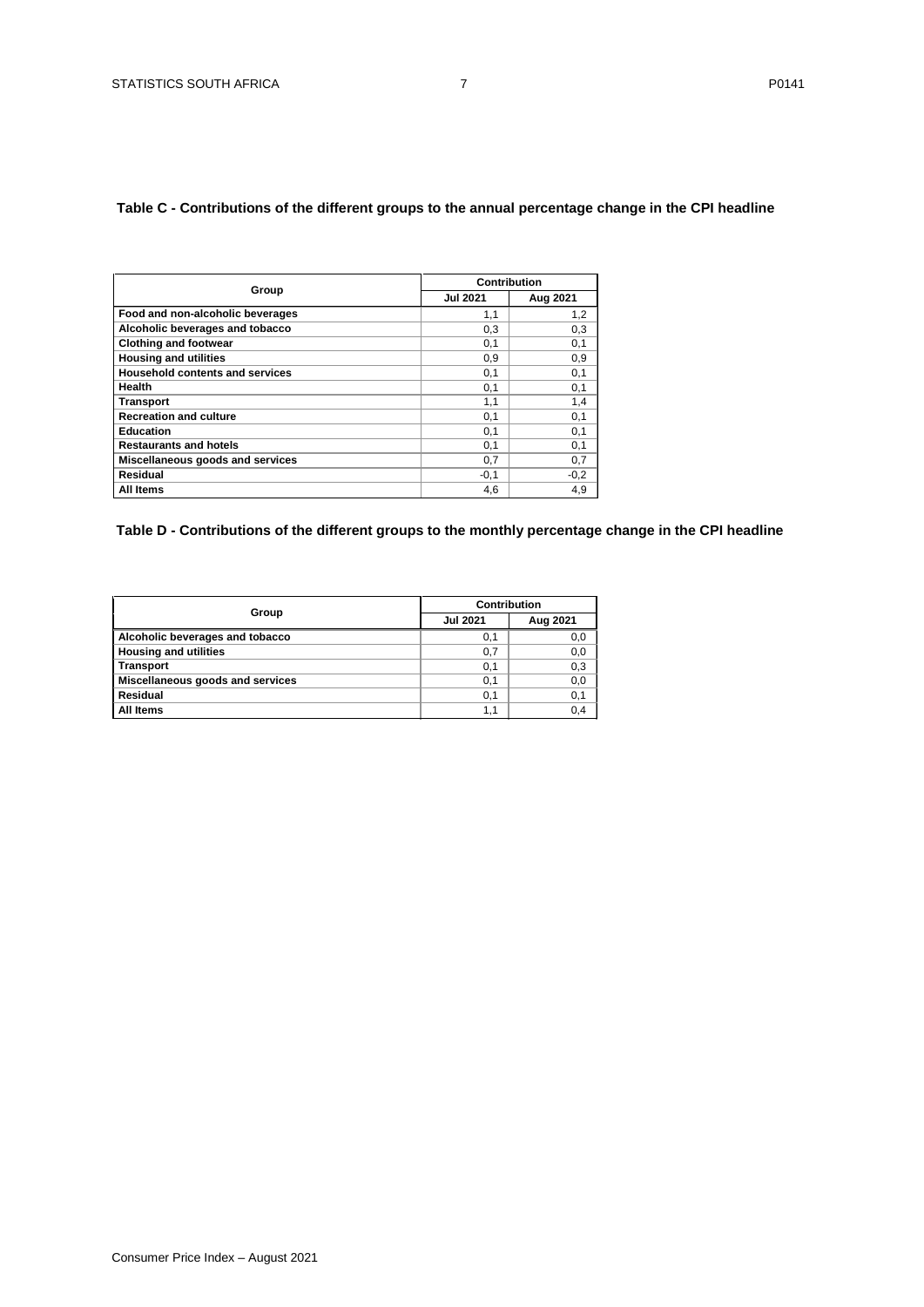**Table C - Contributions of the different groups to the annual percentage change in the CPI headline**

| Group | Contribution | |
|---|---|---|
| | Jul 2021 | Aug 2021 |
| **Food and non-alcoholic beverages** | 1,1 | 1,2 |
| **Alcoholic beverages and tobacco** | 0,3 | 0,3 |
| **Clothing and footwear** | 0,1 | 0,1 |
| **Housing and utilities** | 0,9 | 0,9 |
| **Household contents and services** | 0,1 | 0,1 |
| **Health** | 0,1 | 0,1 |
| **Transport** | 1,1 | 1,4 |
| **Recreation and culture** | 0,1 | 0,1 |
| **Education** | 0,1 | 0,1 |
| **Restaurants and hotels** | 0,1 | 0,1 |
| **Miscellaneous goods and services** | 0,7 | 0,7 |
| **Residual** | -0,1 | -0,2 |
| **All Items** | 4,6 | 4,9 |

**Table D - Contributions of the different groups to the monthly percentage change in the CPI headline**

| Group | Contribution | |
|---|---|---|
| | Jul 2021 | Aug 2021 |
| **Alcoholic beverages and tobacco** | 0,1 | 0,0 |
| **Housing and utilities** | 0,7 | 0,0 |
| **Transport** | 0,1 | 0,3 |
| **Miscellaneous goods and services** | 0,1 | 0,0 |
| **Residual** | 0,1 | 0,1 |
| **All Items** | 1,1 | 0,4 |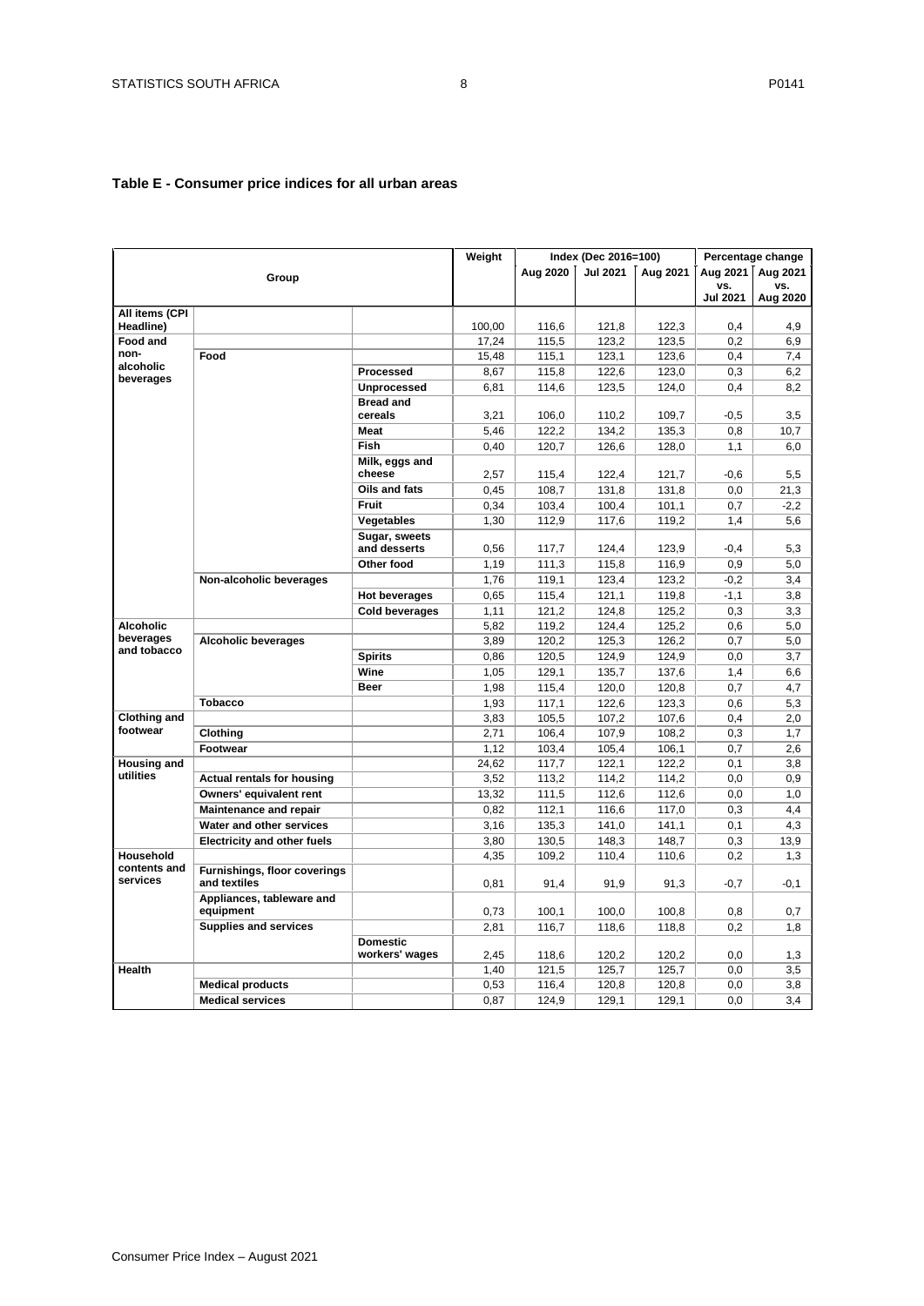**Table E - Consumer price indices for all urban areas**

| Group | | | Weight | Index (Dec 2016=100) | | | Percentage change | |
|---|---|---|---|---|---|---|---|---|
| | | | | Aug 2020 | Jul 2021 | Aug 2021 | Aug 2021 vs. Jul 2021 | Aug 2021 vs. Aug 2020 |
| **All items (CPI Headline)** | | | 100,00 | 116,6 | 121,8 | 122,3 | 0,4 | 4,9 |
| **Food and non-alcoholic beverages** | | | 17,24 | 115,5 | 123,2 | 123,5 | 0,2 | 6,9 |
| | **Food** | | 15,48 | 115,1 | 123,1 | 123,6 | 0,4 | 7,4 |
| | | **Processed** | 8,67 | 115,8 | 122,6 | 123,0 | 0,3 | 6,2 |
| | | **Unprocessed** | 6,81 | 114,6 | 123,5 | 124,0 | 0,4 | 8,2 |
| | | **Bread and cereals** | 3,21 | 106,0 | 110,2 | 109,7 | -0,5 | 3,5 |
| | | **Meat** | 5,46 | 122,2 | 134,2 | 135,3 | 0,8 | 10,7 |
| | | **Fish** | 0,40 | 120,7 | 126,6 | 128,0 | 1,1 | 6,0 |
| | | **Milk, eggs and cheese** | 2,57 | 115,4 | 122,4 | 121,7 | -0,6 | 5,5 |
| | | **Oils and fats** | 0,45 | 108,7 | 131,8 | 131,8 | 0,0 | 21,3 |
| | | **Fruit** | 0,34 | 103,4 | 100,4 | 101,1 | 0,7 | -2,2 |
| | | **Vegetables** | 1,30 | 112,9 | 117,6 | 119,2 | 1,4 | 5,6 |
| | | **Sugar, sweets and desserts** | 0,56 | 117,7 | 124,4 | 123,9 | -0,4 | 5,3 |
| | | **Other food** | 1,19 | 111,3 | 115,8 | 116,9 | 0,9 | 5,0 |
| | **Non-alcoholic beverages** | | 1,76 | 119,1 | 123,4 | 123,2 | -0,2 | 3,4 |
| | | **Hot beverages** | 0,65 | 115,4 | 121,1 | 119,8 | -1,1 | 3,8 |
| | | **Cold beverages** | 1,11 | 121,2 | 124,8 | 125,2 | 0,3 | 3,3 |
| **Alcoholic beverages and tobacco** | | | 5,82 | 119,2 | 124,4 | 125,2 | 0,6 | 5,0 |
| | **Alcoholic beverages** | | 3,89 | 120,2 | 125,3 | 126,2 | 0,7 | 5,0 |
| | | **Spirits** | 0,86 | 120,5 | 124,9 | 124,9 | 0,0 | 3,7 |
| | | **Wine** | 1,05 | 129,1 | 135,7 | 137,6 | 1,4 | 6,6 |
| | | **Beer** | 1,98 | 115,4 | 120,0 | 120,8 | 0,7 | 4,7 |
| | **Tobacco** | | 1,93 | 117,1 | 122,6 | 123,3 | 0,6 | 5,3 |
| **Clothing and footwear** | | | 3,83 | 105,5 | 107,2 | 107,6 | 0,4 | 2,0 |
| | **Clothing** | | 2,71 | 106,4 | 107,9 | 108,2 | 0,3 | 1,7 |
| | **Footwear** | | 1,12 | 103,4 | 105,4 | 106,1 | 0,7 | 2,6 |
| **Housing and utilities** | | | 24,62 | 117,7 | 122,1 | 122,2 | 0,1 | 3,8 |
| | **Actual rentals for housing** | | 3,52 | 113,2 | 114,2 | 114,2 | 0,0 | 0,9 |
| | **Owners' equivalent rent** | | 13,32 | 111,5 | 112,6 | 112,6 | 0,0 | 1,0 |
| | **Maintenance and repair** | | 0,82 | 112,1 | 116,6 | 117,0 | 0,3 | 4,4 |
| | **Water and other services** | | 3,16 | 135,3 | 141,0 | 141,1 | 0,1 | 4,3 |
| | **Electricity and other fuels** | | 3,80 | 130,5 | 148,3 | 148,7 | 0,3 | 13,9 |
| **Household contents and services** | | | 4,35 | 109,2 | 110,4 | 110,6 | 0,2 | 1,3 |
| | **Furnishings, floor coverings and textiles** | | 0,81 | 91,4 | 91,9 | 91,3 | -0,7 | -0,1 |
| | **Appliances, tableware and equipment** | | 0,73 | 100,1 | 100,0 | 100,8 | 0,8 | 0,7 |
| | **Supplies and services** | | 2,81 | 116,7 | 118,6 | 118,8 | 0,2 | 1,8 |
| | | **Domestic workers' wages** | 2,45 | 118,6 | 120,2 | 120,2 | 0,0 | 1,3 |
| **Health** | | | 1,40 | 121,5 | 125,7 | 125,7 | 0,0 | 3,5 |
| | **Medical products** | | 0,53 | 116,4 | 120,8 | 120,8 | 0,0 | 3,8 |
| | **Medical services** | | 0,87 | 124,9 | 129,1 | 129,1 | 0,0 | 3,4 |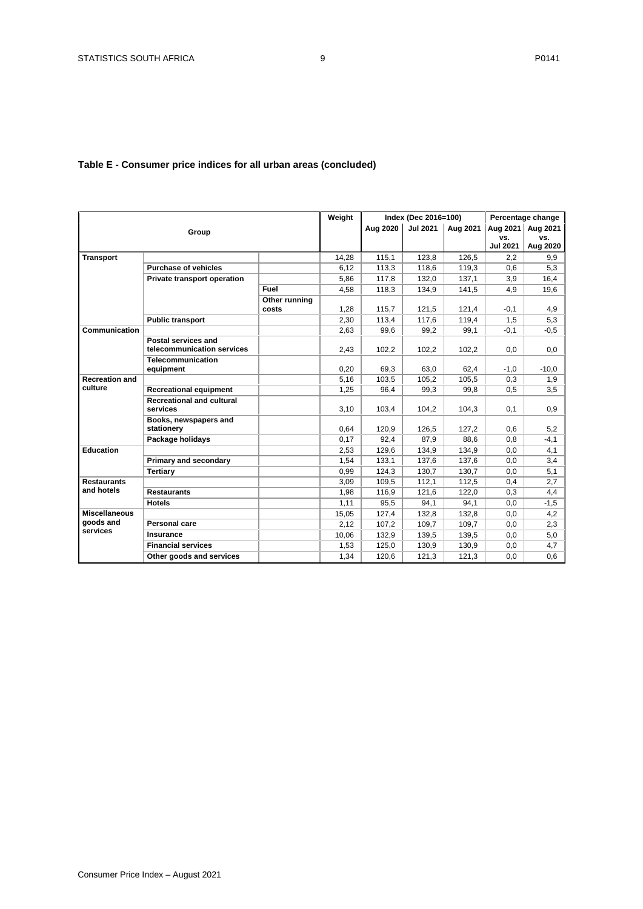**Table E - Consumer price indices for all urban areas (concluded)**

| Group | | | Weight | Index (Dec 2016=100) | | | Percentage change | |
|---|---|---|---|---|---|---|---|---|
| | | | | Aug 2020 | Jul 2021 | Aug 2021 | Aug 2021 vs. Jul 2021 | Aug 2021 vs. Aug 2020 |
| **Transport** | | | 14,28 | 115,1 | 123,8 | 126,5 | 2,2 | 9,9 |
| | **Purchase of vehicles** | | 6,12 | 113,3 | 118,6 | 119,3 | 0,6 | 5,3 |
| | **Private transport operation** | | 5,86 | 117,8 | 132,0 | 137,1 | 3,9 | 16,4 |
| | | **Fuel** | 4,58 | 118,3 | 134,9 | 141,5 | 4,9 | 19,6 |
| | | **Other running costs** | 1,28 | 115,7 | 121,5 | 121,4 | -0,1 | 4,9 |
| | **Public transport** | | 2,30 | 113,4 | 117,6 | 119,4 | 1,5 | 5,3 |
| **Communication** | | | 2,63 | 99,6 | 99,2 | 99,1 | -0,1 | -0,5 |
| | **Postal services and telecommunication services** | | 2,43 | 102,2 | 102,2 | 102,2 | 0,0 | 0,0 |
| | **Telecommunication equipment** | | 0,20 | 69,3 | 63,0 | 62,4 | -1,0 | -10,0 |
| **Recreation and culture** | | | 5,16 | 103,5 | 105,2 | 105,5 | 0,3 | 1,9 |
| | **Recreational equipment** | | 1,25 | 96,4 | 99,3 | 99,8 | 0,5 | 3,5 |
| | **Recreational and cultural services** | | 3,10 | 103,4 | 104,2 | 104,3 | 0,1 | 0,9 |
| | **Books, newspapers and stationery** | | 0,64 | 120,9 | 126,5 | 127,2 | 0,6 | 5,2 |
| | **Package holidays** | | 0,17 | 92,4 | 87,9 | 88,6 | 0,8 | -4,1 |
| **Education** | | | 2,53 | 129,6 | 134,9 | 134,9 | 0,0 | 4,1 |
| | **Primary and secondary** | | 1,54 | 133,1 | 137,6 | 137,6 | 0,0 | 3,4 |
| | **Tertiary** | | 0,99 | 124,3 | 130,7 | 130,7 | 0,0 | 5,1 |
| **Restaurants and hotels** | | | 3,09 | 109,5 | 112,1 | 112,5 | 0,4 | 2,7 |
| | **Restaurants** | | 1,98 | 116,9 | 121,6 | 122,0 | 0,3 | 4,4 |
| | **Hotels** | | 1,11 | 95,5 | 94,1 | 94,1 | 0,0 | -1,5 |
| **Miscellaneous goods and services** | | | 15,05 | 127,4 | 132,8 | 132,8 | 0,0 | 4,2 |
| | **Personal care** | | 2,12 | 107,2 | 109,7 | 109,7 | 0,0 | 2,3 |
| | **Insurance** | | 10,06 | 132,9 | 139,5 | 139,5 | 0,0 | 5,0 |
| | **Financial services** | | 1,53 | 125,0 | 130,9 | 130,9 | 0,0 | 4,7 |
| | **Other goods and services** | | 1,34 | 120,6 | 121,3 | 121,3 | 0,0 | 0,6 |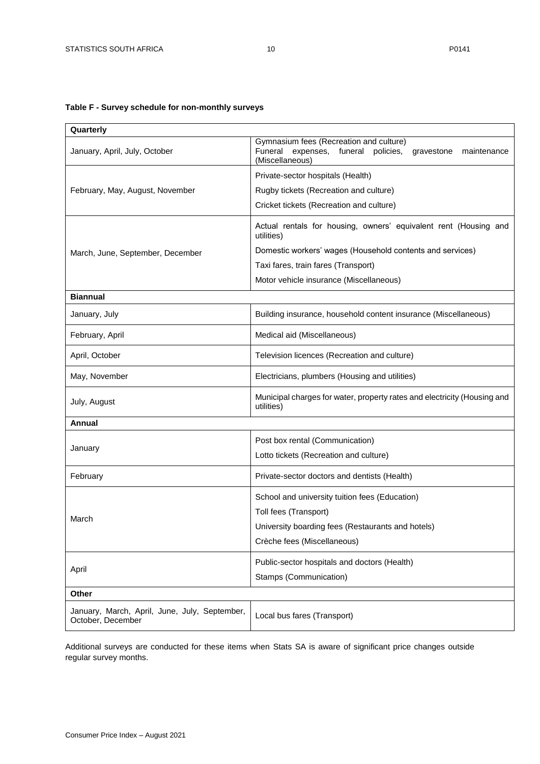**Table F - Survey schedule for non-monthly surveys**

| Quarterly | |
|---|---|
| January, April, July, October | Gymnasium fees (Recreation and culture)<br>Funeral expenses, funeral policies, gravestone maintenance (Miscellaneous) |
| February, May, August, November | Private-sector hospitals (Health)<br>Rugby tickets (Recreation and culture)<br>Cricket tickets (Recreation and culture) |
| March, June, September, December | Actual rentals for housing, owners' equivalent rent (Housing and utilities)<br>Domestic workers' wages (Household contents and services)<br>Taxi fares, train fares (Transport)<br>Motor vehicle insurance (Miscellaneous) |
| **Biannual** | |
| January, July | Building insurance, household content insurance (Miscellaneous) |
| February, April | Medical aid (Miscellaneous) |
| April, October | Television licences (Recreation and culture) |
| May, November | Electricians, plumbers (Housing and utilities) |
| July, August | Municipal charges for water, property rates and electricity (Housing and utilities) |
| **Annual** | |
| January | Post box rental (Communication)<br>Lotto tickets (Recreation and culture) |
| February | Private-sector doctors and dentists (Health) |
| March | School and university tuition fees (Education)<br>Toll fees (Transport)<br>University boarding fees (Restaurants and hotels)<br>Crèche fees (Miscellaneous) |
| April | Public-sector hospitals and doctors (Health)<br>Stamps (Communication) |
| **Other** | |
| January, March, April, June, July, September, October, December | Local bus fares (Transport) |

Additional surveys are conducted for these items when Stats SA is aware of significant price changes outside regular survey months.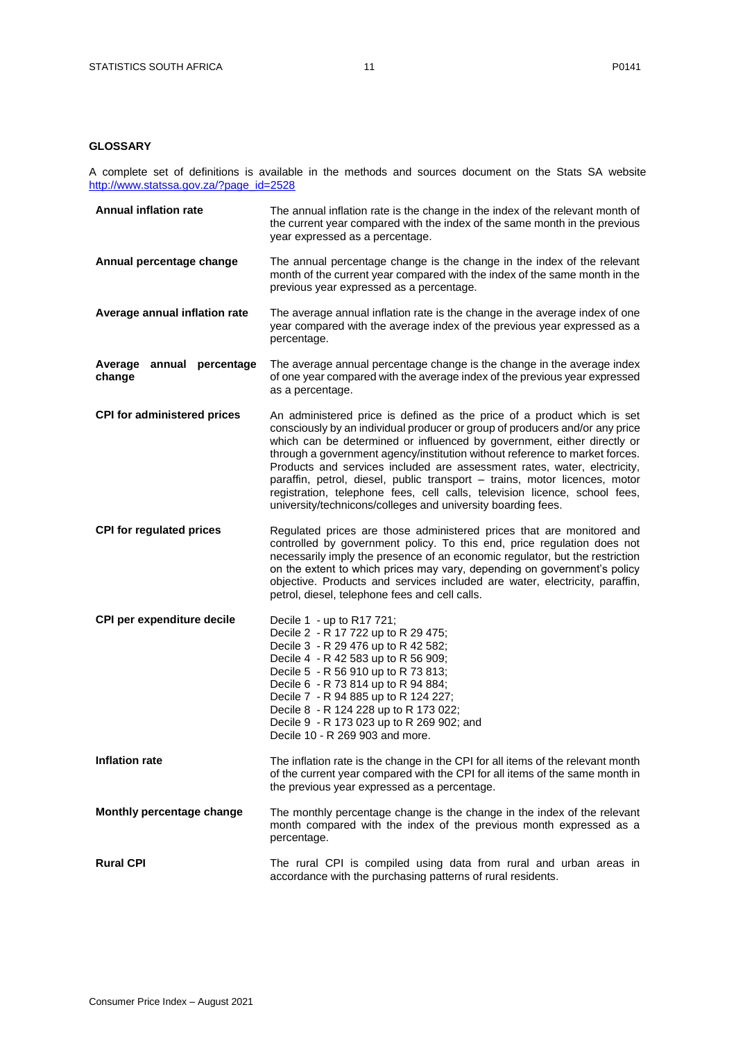## GLOSSARY

A complete set of definitions is available in the methods and sources document on the Stats SA website [http://www.statssa.gov.za/?page_id=2528](http://www.statssa.gov.za/?page_id=2528)

**Annual inflation rate**
The annual inflation rate is the change in the index of the relevant month of the current year compared with the index of the same month in the previous year expressed as a percentage.

**Annual percentage change**
The annual percentage change is the change in the index of the relevant month of the current year compared with the index of the same month in the previous year expressed as a percentage.

**Average annual inflation rate**
The average annual inflation rate is the change in the average index of one year compared with the average index of the previous year expressed as a percentage.

**Average annual percentage change**
The average annual percentage change is the change in the average index of one year compared with the average index of the previous year expressed as a percentage.

**CPI for administered prices**
An administered price is defined as the price of a product which is set consciously by an individual producer or group of producers and/or any price which can be determined or influenced by government, either directly or through a government agency/institution without reference to market forces. Products and services included are assessment rates, water, electricity, paraffin, petrol, diesel, public transport – trains, motor licences, motor registration, telephone fees, cell calls, television licence, school fees, university/technicons/colleges and university boarding fees.

**CPI for regulated prices**
Regulated prices are those administered prices that are monitored and controlled by government policy. To this end, price regulation does not necessarily imply the presence of an economic regulator, but the restriction on the extent to which prices may vary, depending on government's policy objective. Products and services included are water, electricity, paraffin, petrol, diesel, telephone fees and cell calls.

**CPI per expenditure decile**
Decile 1 - up to R17 721;
Decile 2 - R 17 722 up to R 29 475;
Decile 3 - R 29 476 up to R 42 582;
Decile 4 - R 42 583 up to R 56 909;
Decile 5 - R 56 910 up to R 73 813;
Decile 6 - R 73 814 up to R 94 884;
Decile 7 - R 94 885 up to R 124 227;
Decile 8 - R 124 228 up to R 173 022;
Decile 9 - R 173 023 up to R 269 902; and
Decile 10 - R 269 903 and more.

**Inflation rate**
The inflation rate is the change in the CPI for all items of the relevant month of the current year compared with the CPI for all items of the same month in the previous year expressed as a percentage.

**Monthly percentage change**
The monthly percentage change is the change in the index of the relevant month compared with the index of the previous month expressed as a percentage.

**Rural CPI**
The rural CPI is compiled using data from rural and urban areas in accordance with the purchasing patterns of rural residents.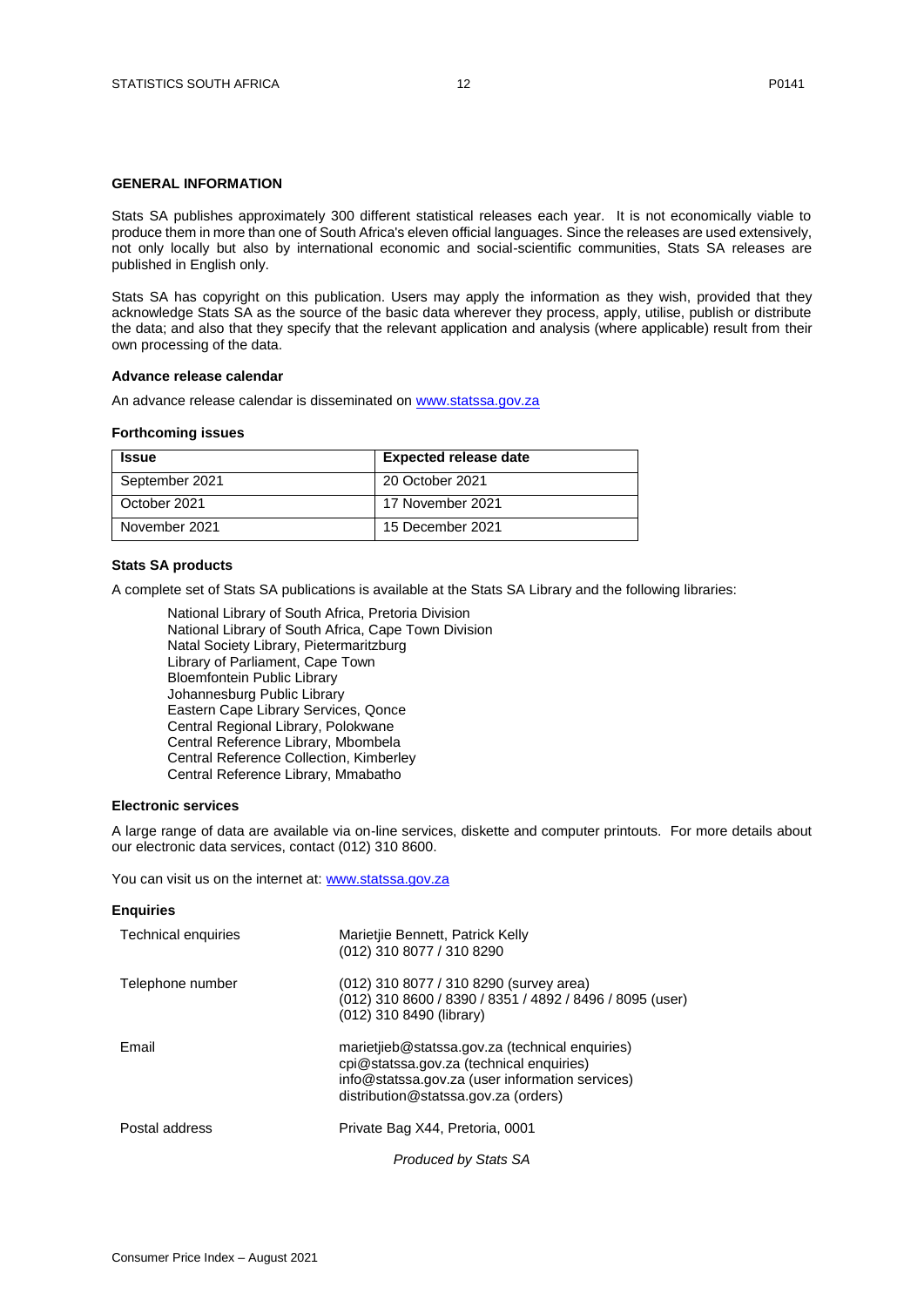## GENERAL INFORMATION

Stats SA publishes approximately 300 different statistical releases each year. It is not economically viable to produce them in more than one of South Africa's eleven official languages. Since the releases are used extensively, not only locally but also by international economic and social-scientific communities, Stats SA releases are published in English only.

Stats SA has copyright on this publication. Users may apply the information as they wish, provided that they acknowledge Stats SA as the source of the basic data wherever they process, apply, utilise, publish or distribute the data; and also that they specify that the relevant application and analysis (where applicable) result from their own processing of the data.

### Advance release calendar

An advance release calendar is disseminated on www.statssa.gov.za

### Forthcoming issues

| Issue | Expected release date |
|---|---|
| September 2021 | 20 October 2021 |
| October 2021 | 17 November 2021 |
| November 2021 | 15 December 2021 |

### Stats SA products

A complete set of Stats SA publications is available at the Stats SA Library and the following libraries:

National Library of South Africa, Pretoria Division
National Library of South Africa, Cape Town Division
Natal Society Library, Pietermaritzburg
Library of Parliament, Cape Town
Bloemfontein Public Library
Johannesburg Public Library
Eastern Cape Library Services, Qonce
Central Regional Library, Polokwane
Central Reference Library, Mbombela
Central Reference Collection, Kimberley
Central Reference Library, Mmabatho

### Electronic services

A large range of data are available via on-line services, diskette and computer printouts. For more details about our electronic data services, contact (012) 310 8600.

You can visit us on the internet at: www.statssa.gov.za

### Enquiries

| | |
|---|---|
| Technical enquiries | Marietjie Bennett, Patrick Kelly<br>(012) 310 8077 / 310 8290 |
| Telephone number | (012) 310 8077 / 310 8290 (survey area)<br>(012) 310 8600 / 8390 / 8351 / 4892 / 8496 / 8095 (user)<br>(012) 310 8490 (library) |
| Email | marietjieb@statssa.gov.za (technical enquiries)<br>cpi@statssa.gov.za (technical enquiries)<br>info@statssa.gov.za (user information services)<br>distribution@statssa.gov.za (orders) |
| Postal address | Private Bag X44, Pretoria, 0001 |

*Produced by Stats SA*